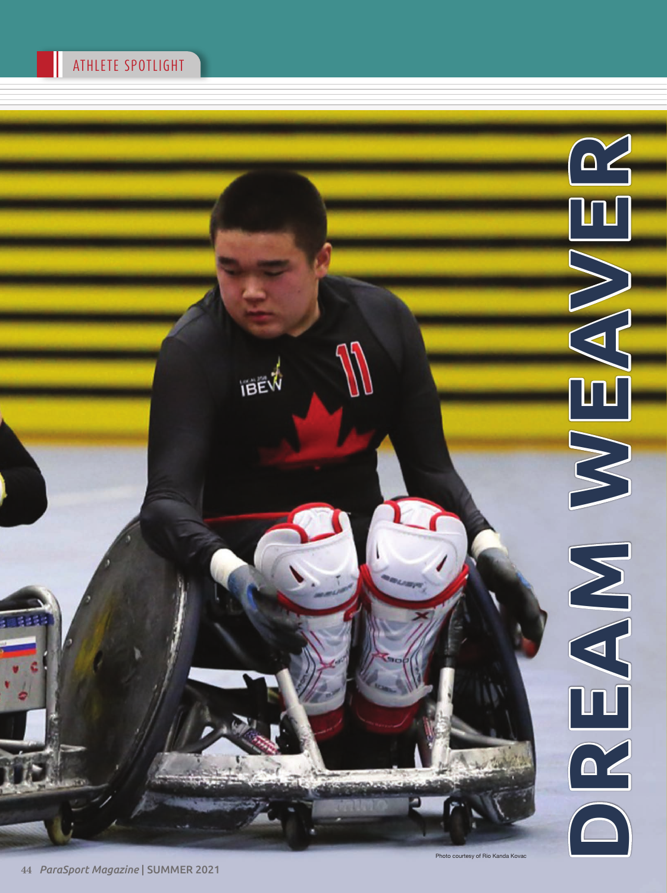ATHLETE SPOTLIGHT

# DREAM WEAVER

Photo courtesy of Rio Kanda Kovac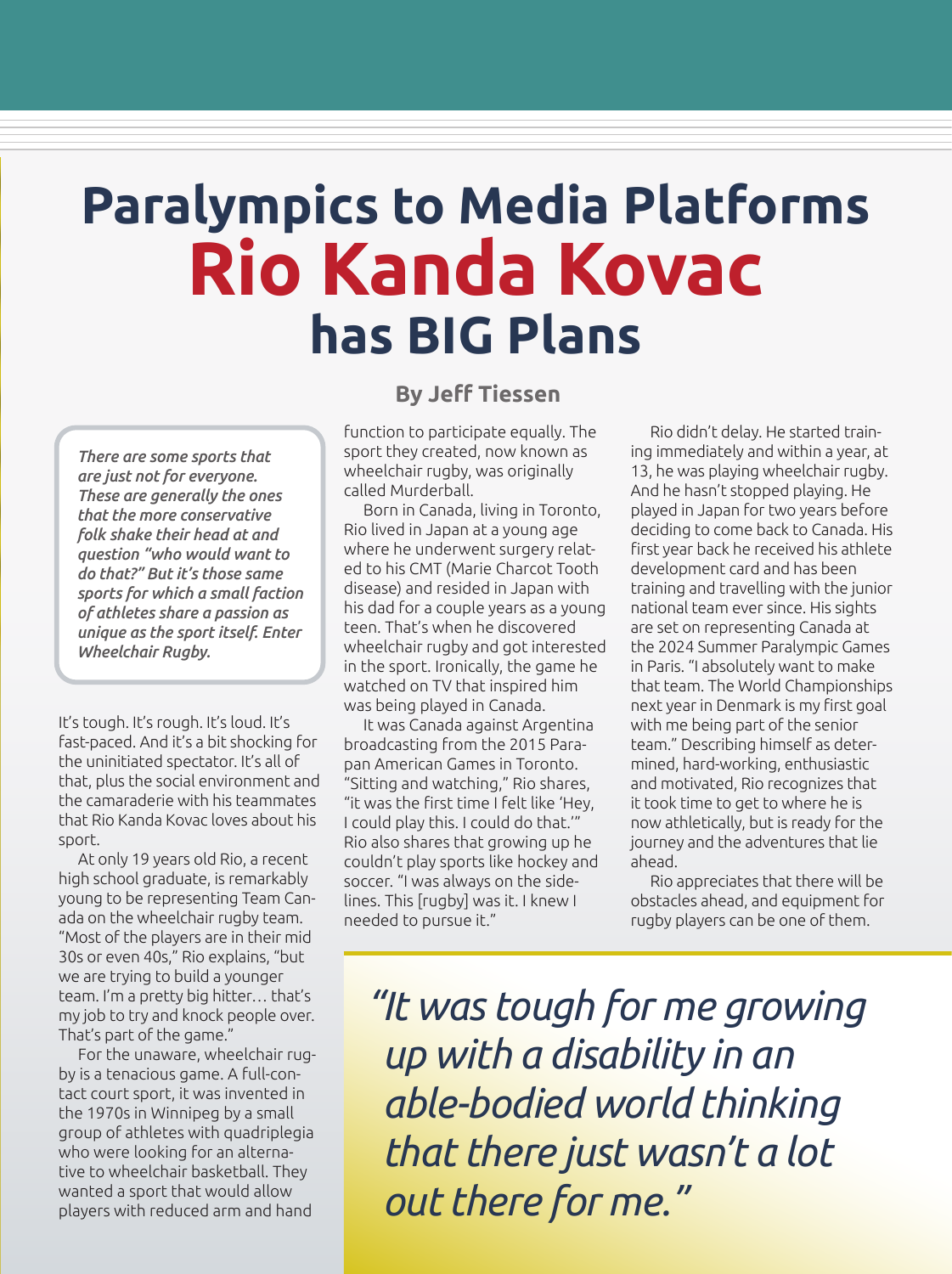# Paralympics to Media Platforms Rio Kanda Kovac has BIG Plans

**By Jeff Tiessen**

*There are some sports that are just not for everyone. These are generally the ones that the more conservative folk shake their head at and question "who would want to do that?" But it's those same sports for which a small faction of athletes share a passion as unique as the sport itself. Enter Wheelchair Rugby.*

It's tough. It's rough. It's loud. It's fast-paced. And it's a bit shocking for the uninitiated spectator. It's all of that, plus the social environment and the camaraderie with his teammates that Rio Kanda Kovac loves about his sport.

At only 19 years old Rio, a recent high school graduate, is remarkably young to be representing Team Canada on the wheelchair rugby team. "Most of the players are in their mid 30s or even 40s," Rio explains, "but we are trying to build a younger team. I'm a pretty big hitter… that's my job to try and knock people over. That's part of the game."

For the unaware, wheelchair rugby is a tenacious game. A full-contact court sport, it was invented in the 1970s in Winnipeg by a small group of athletes with quadriplegia who were looking for an alternative to wheelchair basketball. They wanted a sport that would allow players with reduced arm and hand function to participate equally. The sport they created, now known as wheelchair rugby, was originally called Murderball.

Born in Canada, living in Toronto, Rio lived in Japan at a young age where he underwent surgery related to his CMT (Marie Charcot Tooth disease) and resided in Japan with his dad for a couple years as a young teen. That's when he discovered wheelchair rugby and got interested in the sport. Ironically, the game he watched on TV that inspired him was being played in Canada.

It was Canada against Argentina broadcasting from the 2015 Parapan American Games in Toronto. "Sitting and watching," Rio shares, "it was the first time I felt like 'Hey, I could play this. I could do that.'" Rio also shares that growing up he couldn't play sports like hockey and soccer. "I was always on the sidelines. This [rugby] was it. I knew I needed to pursue it."

Rio didn't delay. He started training immediately and within a year, at 13, he was playing wheelchair rugby. And he hasn't stopped playing. He played in Japan for two years before deciding to come back to Canada. His first year back he received his athlete development card and has been training and travelling with the junior national team ever since. His sights are set on representing Canada at the 2024 Summer Paralympic Games in Paris. "I absolutely want to make that team. The World Championships next year in Denmark is my first goal with me being part of the senior team." Describing himself as determined, hard-working, enthusiastic and motivated, Rio recognizes that it took time to get to where he is now athletically, but is ready for the journey and the adventures that lie ahead.

Rio appreciates that there will be obstacles ahead, and equipment for rugby players can be one of them.

> *"It was tough for me growing up with a disability in an able-bodied world thinking that there just wasn't a lot out there for me."*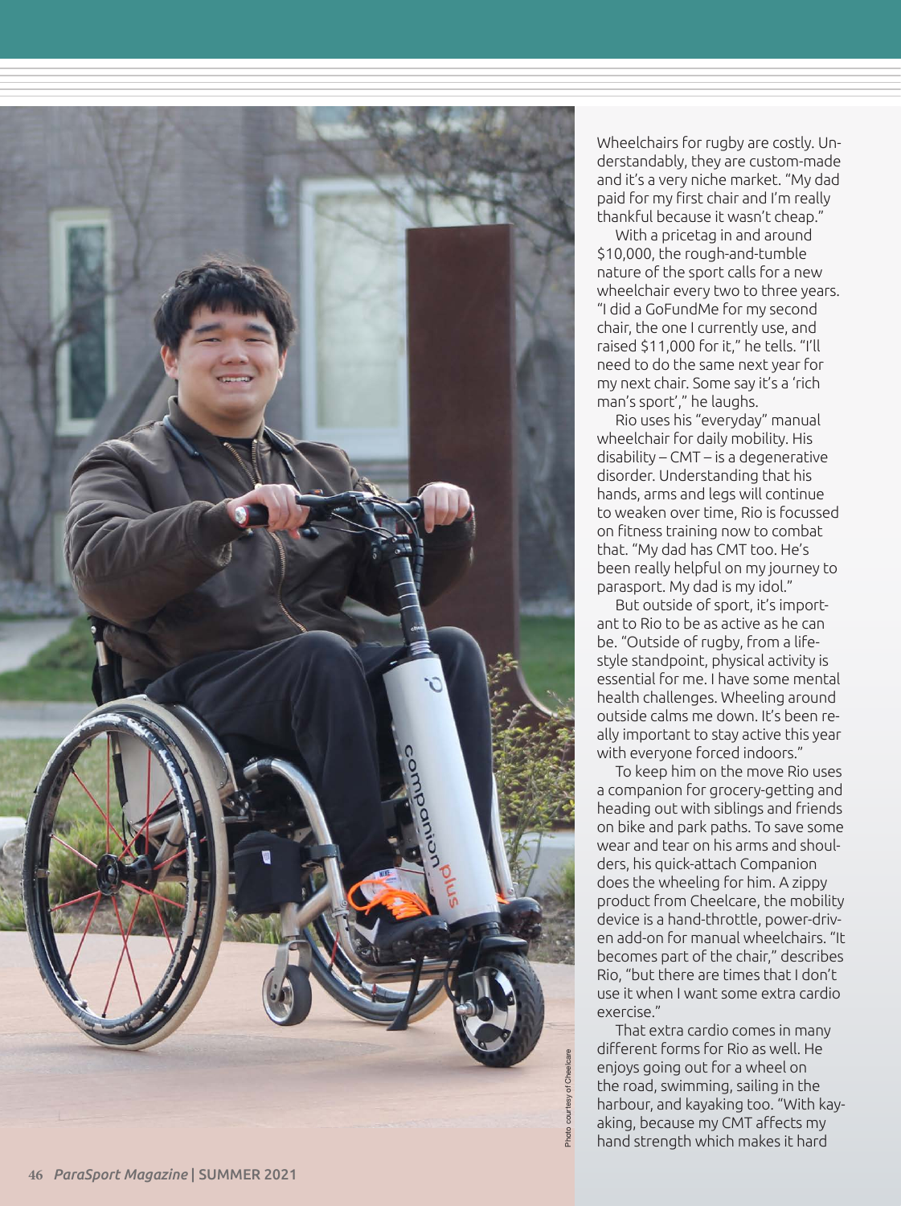Wheelchairs for rugby are costly. Understandably, they are custom-made and it's a very niche market. "My dad paid for my first chair and I'm really thankful because it wasn't cheap."

With a pricetag in and around $10,000, the rough-and-tumble nature of the sport calls for a new wheelchair every two to three years. "I did a GoFundMe for my second chair, the one I currently use, and raised $11,000 for it," he tells. "I'll need to do the same next year for my next chair. Some say it's a 'rich man's sport'," he laughs.

Rio uses his "everyday" manual wheelchair for daily mobility. His disability – CMT – is a degenerative disorder. Understanding that his hands, arms and legs will continue to weaken over time, Rio is focussed on fitness training now to combat that. "My dad has CMT too. He's been really helpful on my journey to parasport. My dad is my idol."

But outside of sport, it's important to Rio to be as active as he can be. "Outside of rugby, from a lifestyle standpoint, physical activity is essential for me. I have some mental health challenges. Wheeling around outside calms me down. It's been really important to stay active this year with everyone forced indoors."

To keep him on the move Rio uses a companion for grocery-getting and heading out with siblings and friends on bike and park paths. To save some wear and tear on his arms and shoulders, his quick-attach Companion does the wheeling for him. A zippy product from Cheelcare, the mobility device is a hand-throttle, power-driven add-on for manual wheelchairs. "It becomes part of the chair," describes Rio, "but there are times that I don't use it when I want some extra cardio exercise."

That extra cardio comes in many different forms for Rio as well. He enjoys going out for a wheel on the road, swimming, sailing in the harbour, and kayaking too. "With kayaking, because my CMT affects my hand strength which makes it hard

Photo courtesy of Cheelcare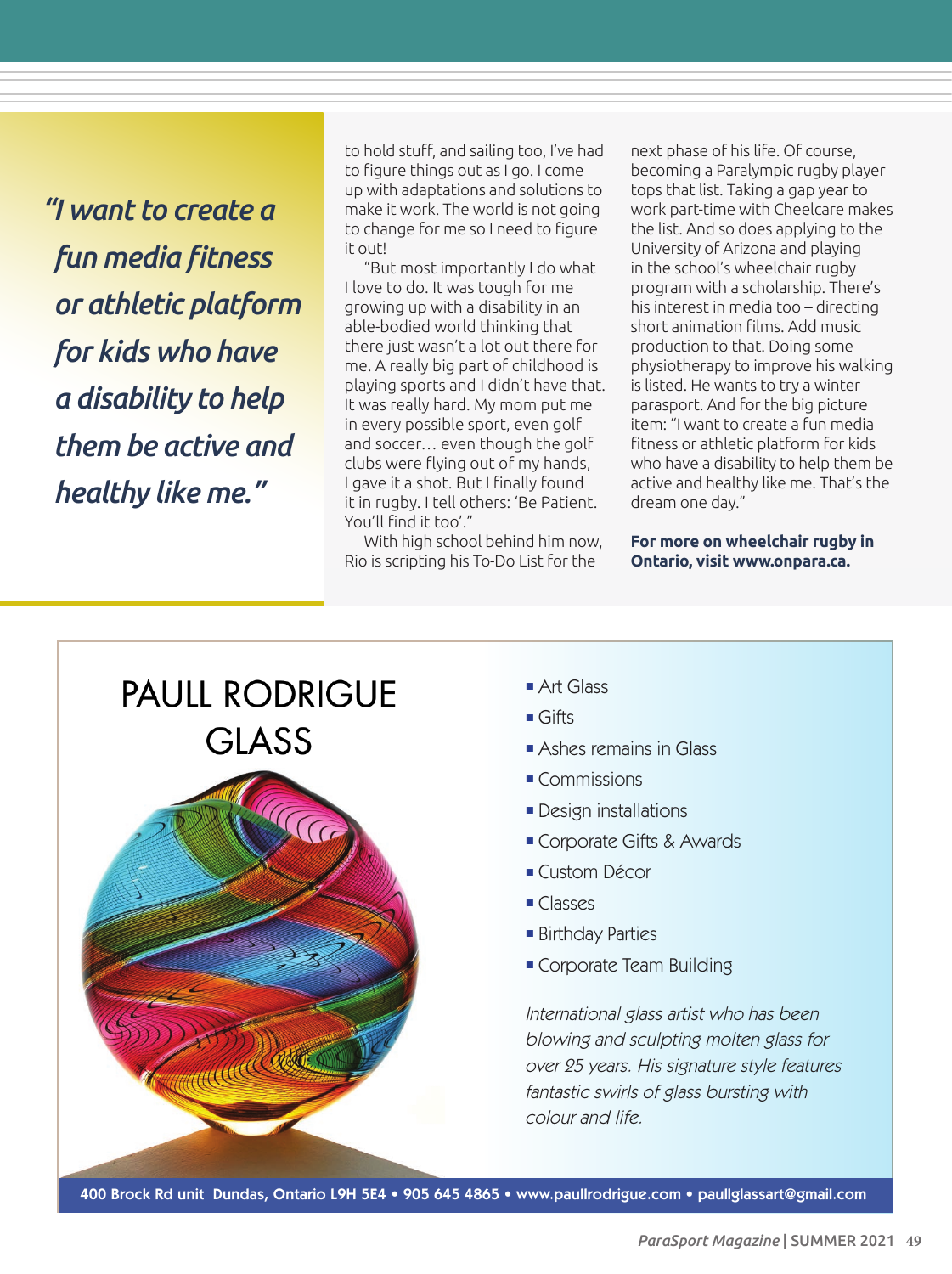*"I want to create a fun media fitness or athletic platform for kids who have a disability to help them be active and healthy like me."*

to hold stuff, and sailing too, I've had to figure things out as I go. I come up with adaptations and solutions to make it work. The world is not going to change for me so I need to figure it out!

"But most importantly I do what I love to do. It was tough for me growing up with a disability in an able-bodied world thinking that there just wasn't a lot out there for me. A really big part of childhood is playing sports and I didn't have that. It was really hard. My mom put me in every possible sport, even golf and soccer… even though the golf clubs were flying out of my hands, I gave it a shot. But I finally found it in rugby. I tell others: 'Be Patient. You'll find it too'."

With high school behind him now, Rio is scripting his To-Do List for the next phase of his life. Of course, becoming a Paralympic rugby player tops that list. Taking a gap year to work part-time with Cheelcare makes the list. And so does applying to the University of Arizona and playing in the school's wheelchair rugby program with a scholarship. There's his interest in media too – directing short animation films. Add music production to that. Doing some physiotherapy to improve his walking is listed. He wants to try a winter parasport. And for the big picture item: "I want to create a fun media fitness or athletic platform for kids who have a disability to help them be active and healthy like me. That's the dream one day."

**For more on wheelchair rugby in Ontario, visit www.onpara.ca.**

# PAULL RODRIGUE GLASS

- Art Glass
- Gifts
- Ashes remains in Glass
- Commissions
- Design installations
- Corporate Gifts & Awards
- Custom Décor
- Classes
- Birthday Parties
- Corporate Team Building

*International glass artist who has been blowing and sculpting molten glass for over 25 years. His signature style features fantastic swirls of glass bursting with colour and life.*

**400 Brock Rd unit Dundas, Ontario L9H 5E4 • 905 645 4865 • www.paullrodrigue.com • paullglassart@gmail.com**